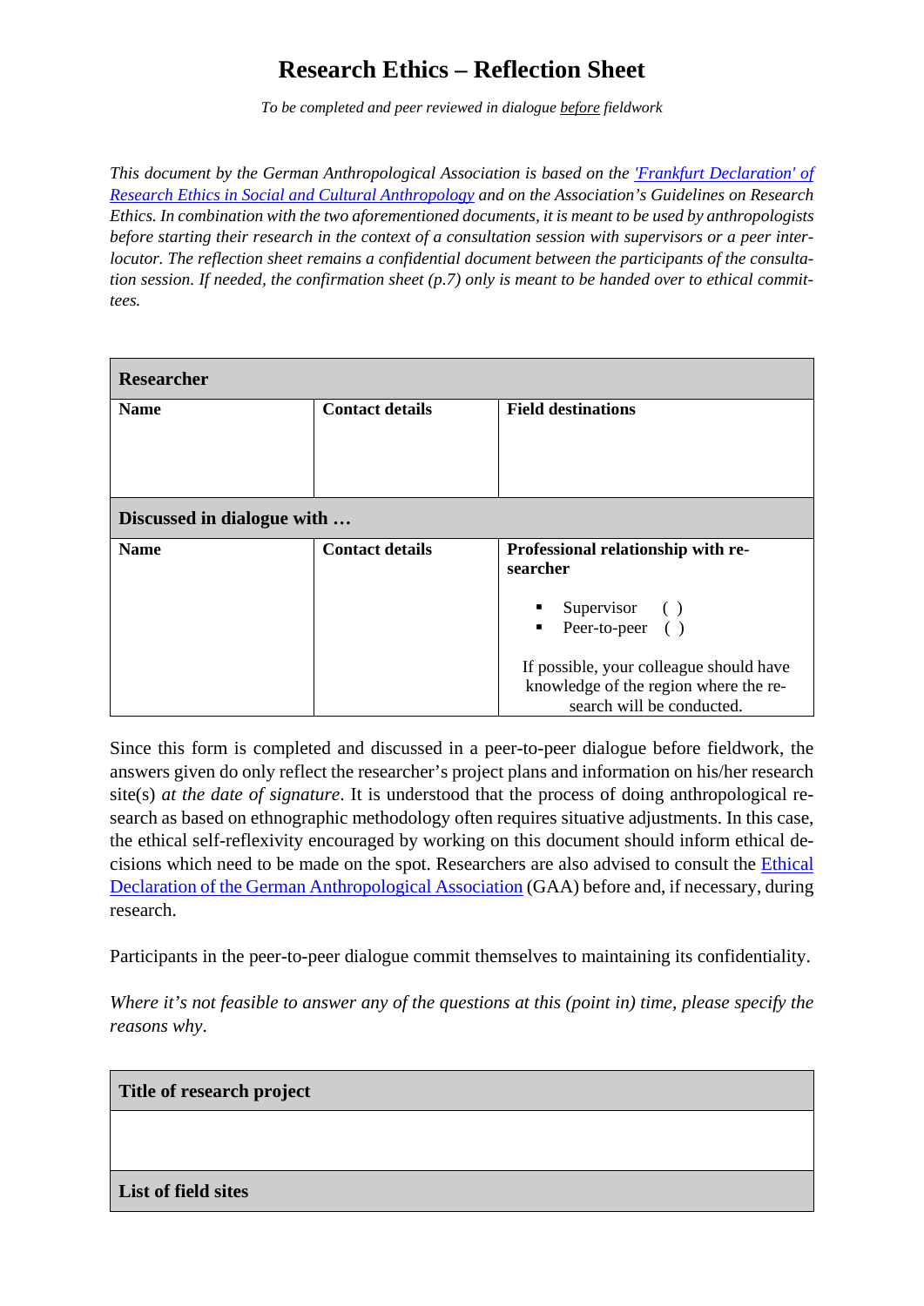# Research Ethics – Reflection Sheet

*To be completed and peer reviewed in dialogue before fieldwork*

*This document by the German Anthropological Association is based on the 'Frankfurt Declaration' of Research Ethics in Social and Cultural Anthropology and on the Association's Guidelines on Research Ethics. In combination with the two aforementioned documents, it is meant to be used by anthropologists before starting their research in the context of a consultation session with supervisors or a peer interlocutor. The reflection sheet remains a confidential document between the participants of the consultation session. If needed, the confirmation sheet (p.7) only is meant to be handed over to ethical committees.*

| **Researcher** | | |
|---|---|---|
| **Name** | **Contact details** | **Field destinations** |
| | | |
| **Discussed in dialogue with …** | | |
| **Name** | **Contact details** | **Professional relationship with researcher**<br><br>▪ Supervisor ( )<br>▪ Peer-to-peer ( )<br><br>If possible, your colleague should have knowledge of the region where the research will be conducted. |

Since this form is completed and discussed in a peer-to-peer dialogue before fieldwork, the answers given do only reflect the researcher's project plans and information on his/her research site(s) *at the date of signature*. It is understood that the process of doing anthropological research as based on ethnographic methodology often requires situative adjustments. In this case, the ethical self-reflexivity encouraged by working on this document should inform ethical decisions which need to be made on the spot. Researchers are also advised to consult the Ethical Declaration of the German Anthropological Association (GAA) before and, if necessary, during research.

Participants in the peer-to-peer dialogue commit themselves to maintaining its confidentiality.

*Where it's not feasible to answer any of the questions at this (point in) time, please specify the reasons why*.

| **Title of research project** |
|---|
| |
| **List of field sites** |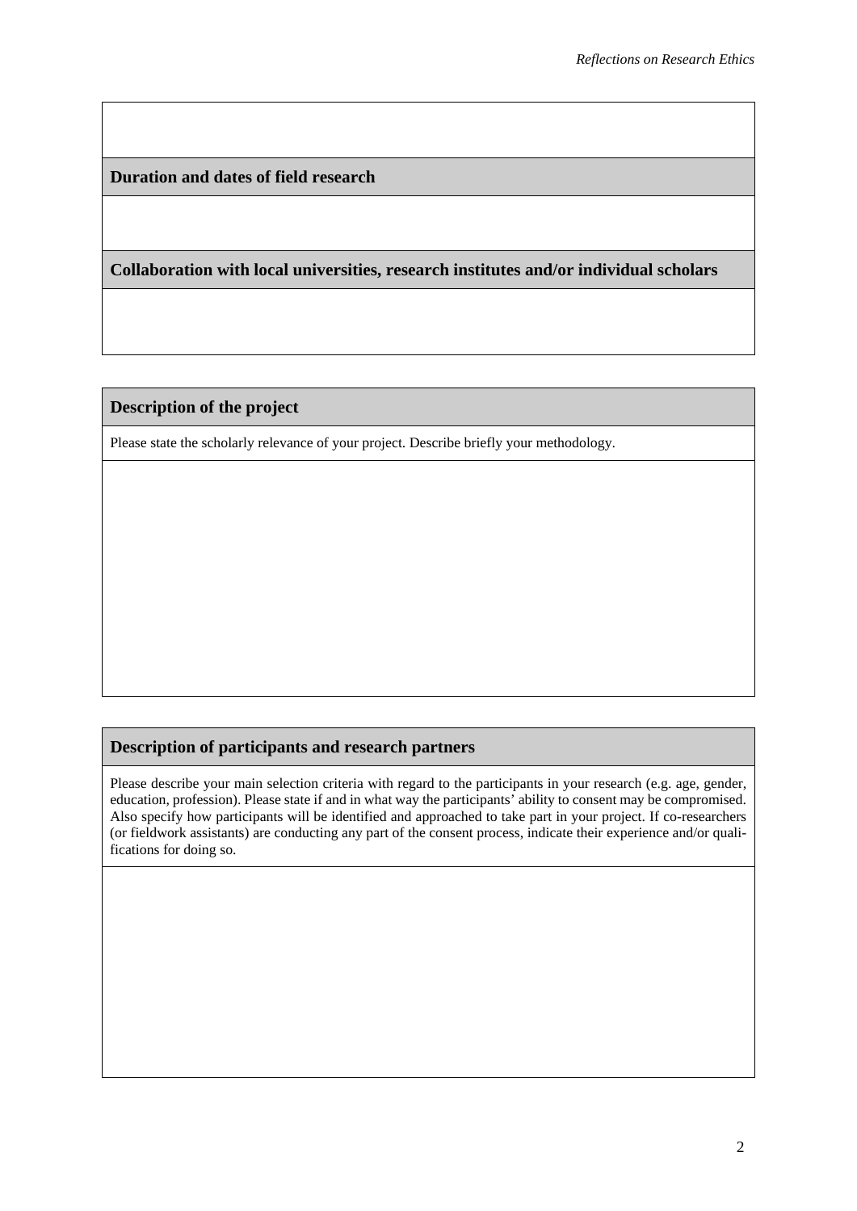**Duration and dates of field research**

**Collaboration with local universities, research institutes and/or individual scholars**

**Description of the project**

Please state the scholarly relevance of your project. Describe briefly your methodology.

**Description of participants and research partners**

Please describe your main selection criteria with regard to the participants in your research (e.g. age, gender, education, profession). Please state if and in what way the participants' ability to consent may be compromised. Also specify how participants will be identified and approached to take part in your project. If co-researchers (or fieldwork assistants) are conducting any part of the consent process, indicate their experience and/or qualifications for doing so.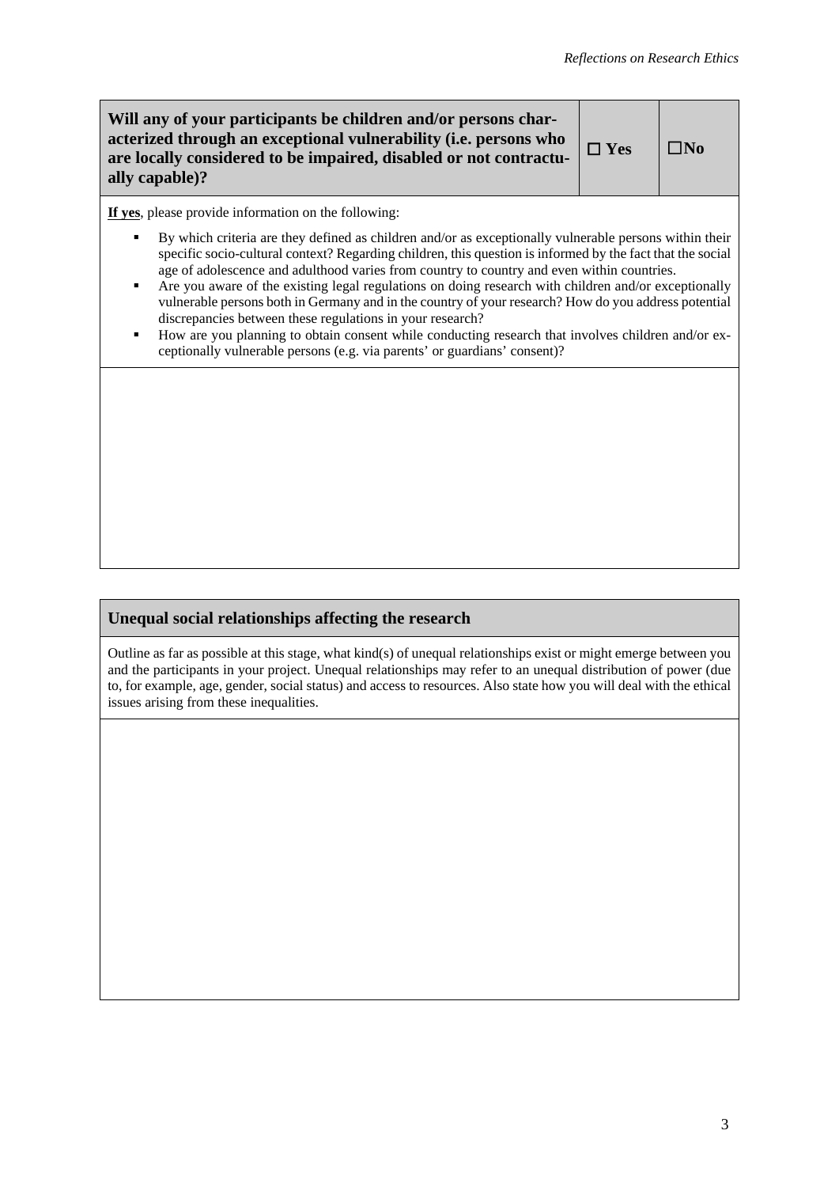| **Will any of your participants be children and/or persons characterized through an exceptional vulnerability (i.e. persons who are locally considered to be impaired, disabled or not contractually capable)?** | ☐ **Yes** | ☐ **No** |
|---|---|---|

**If yes**, please provide information on the following:

- By which criteria are they defined as children and/or as exceptionally vulnerable persons within their specific socio-cultural context? Regarding children, this question is informed by the fact that the social age of adolescence and adulthood varies from country to country and even within countries.
- Are you aware of the existing legal regulations on doing research with children and/or exceptionally vulnerable persons both in Germany and in the country of your research? How do you address potential discrepancies between these regulations in your research?
- How are you planning to obtain consent while conducting research that involves children and/or exceptionally vulnerable persons (e.g. via parents' or guardians' consent)?

## Unequal social relationships affecting the research

Outline as far as possible at this stage, what kind(s) of unequal relationships exist or might emerge between you and the participants in your project. Unequal relationships may refer to an unequal distribution of power (due to, for example, age, gender, social status) and access to resources. Also state how you will deal with the ethical issues arising from these inequalities.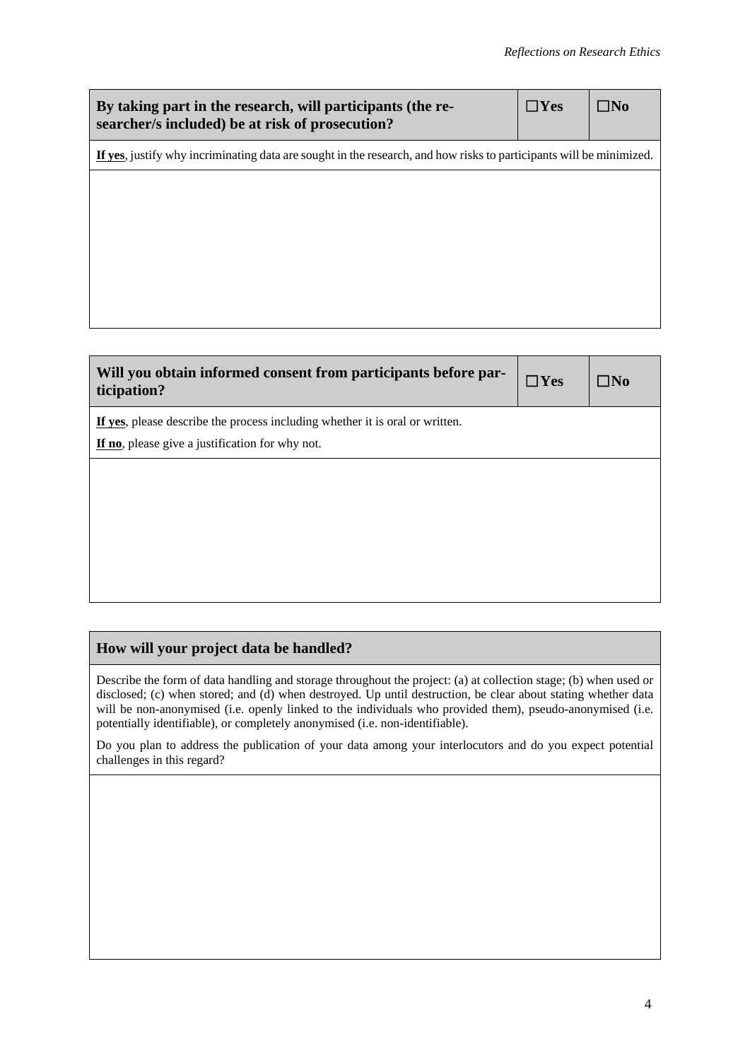| By taking part in the research, will participants (the researcher/s included) be at risk of prosecution? | ☐Yes | ☐No |
|---|---|---|
| **If yes**, justify why incriminating data are sought in the research, and how risks to participants will be minimized. | | |
| | | |

| Will you obtain informed consent from participants before participation? | ☐Yes | ☐No |
|---|---|---|
| **If yes**, please describe the process including whether it is oral or written.<br>**If no**, please give a justification for why not. | | |
| | | |

| How will your project data be handled? |
|---|
| Describe the form of data handling and storage throughout the project: (a) at collection stage; (b) when used or disclosed; (c) when stored; and (d) when destroyed. Up until destruction, be clear about stating whether data will be non-anonymised (i.e. openly linked to the individuals who provided them), pseudo-anonymised (i.e. potentially identifiable), or completely anonymised (i.e. non-identifiable).<br><br>Do you plan to address the publication of your data among your interlocutors and do you expect potential challenges in this regard? |
| |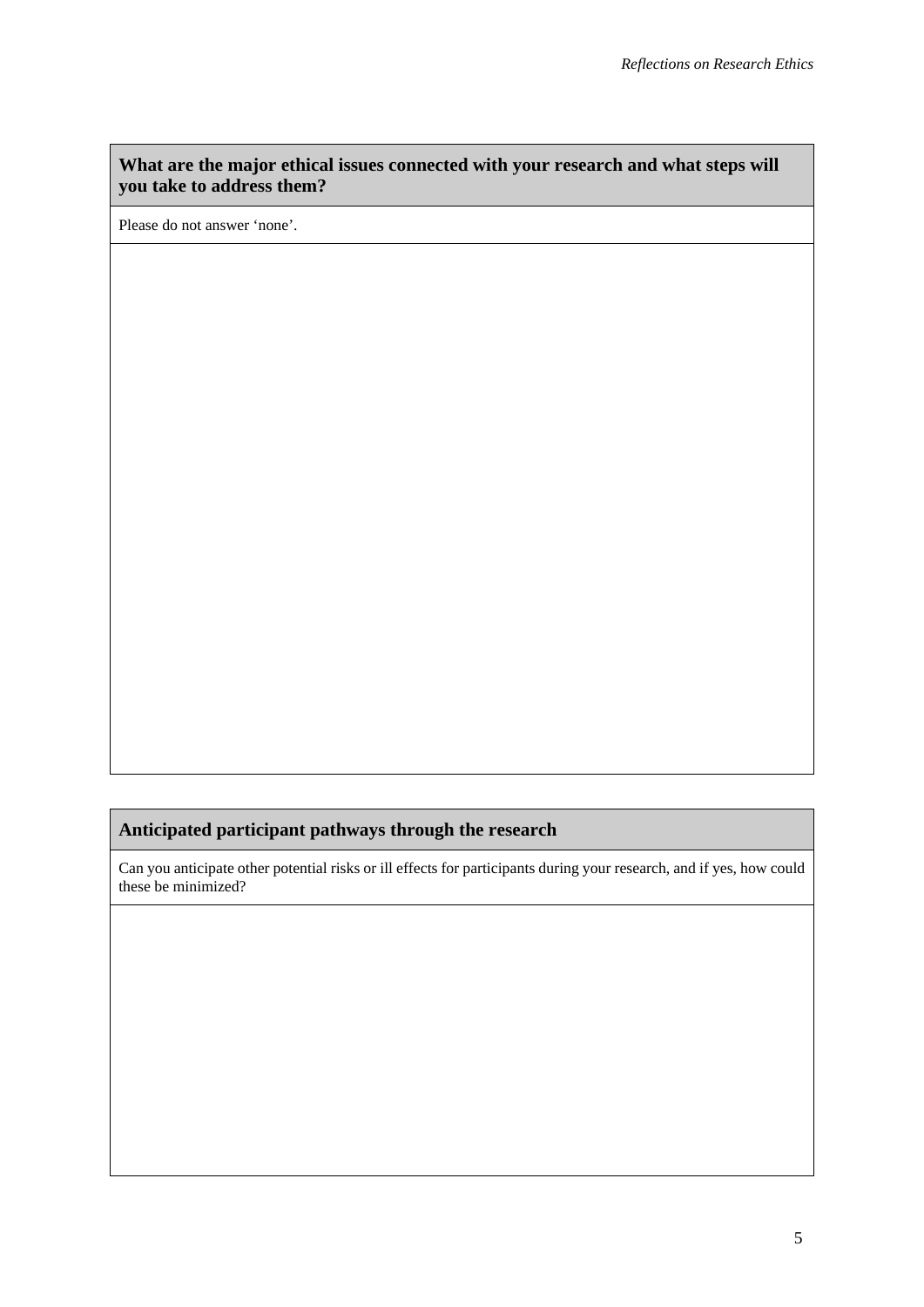**What are the major ethical issues connected with your research and what steps will you take to address them?**

Please do not answer 'none'.

**Anticipated participant pathways through the research**

Can you anticipate other potential risks or ill effects for participants during your research, and if yes, how could these be minimized?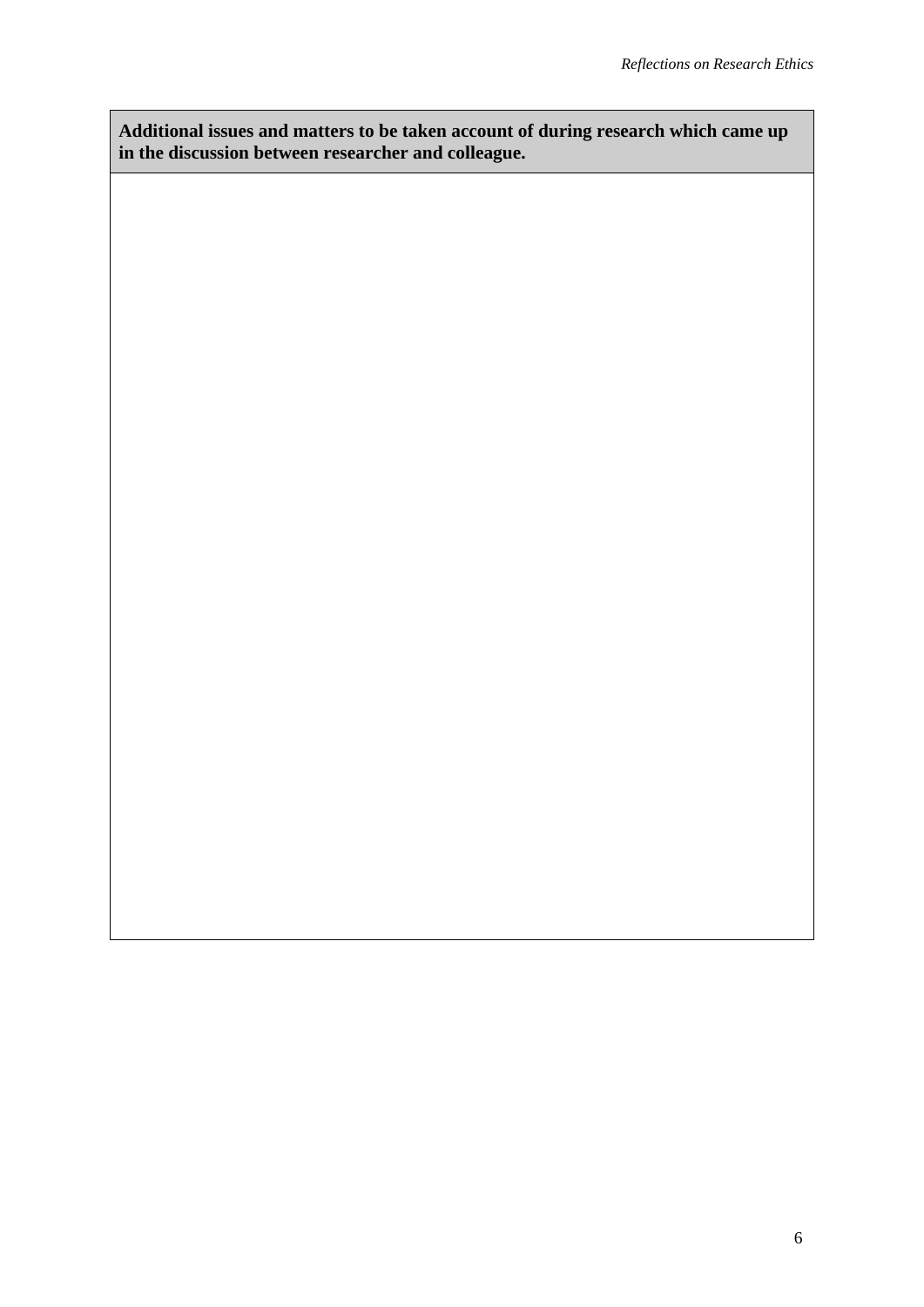| **Additional issues and matters to be taken account of during research which came up in the discussion between researcher and colleague.** |
| --- |
| |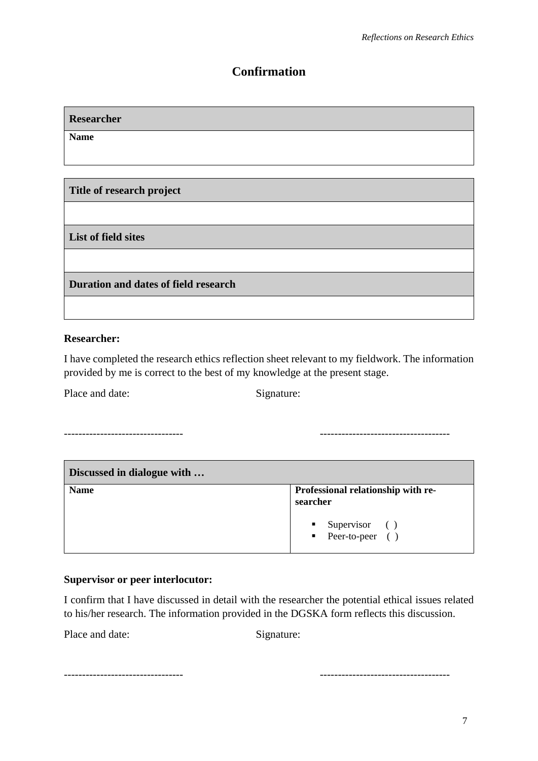# Confirmation

| **Researcher** |
| --- |
| **Name** |

| **Title of research project** |
| --- |
| |
| **List of field sites** |
| |
| **Duration and dates of field research** |
| |

**Researcher:**

I have completed the research ethics reflection sheet relevant to my fieldwork. The information provided by me is correct to the best of my knowledge at the present stage.

Place and date: Signature:

--------------------------------- -----------------------------------

| **Discussed in dialogue with …** | |
| --- | --- |
| **Name** | **Professional relationship with researcher**<br><br>▪ Supervisor ( )<br>▪ Peer-to-peer ( ) |

**Supervisor or peer interlocutor:**

I confirm that I have discussed in detail with the researcher the potential ethical issues related to his/her research. The information provided in the DGSKA form reflects this discussion.

Place and date: Signature:

--------------------------------- -----------------------------------